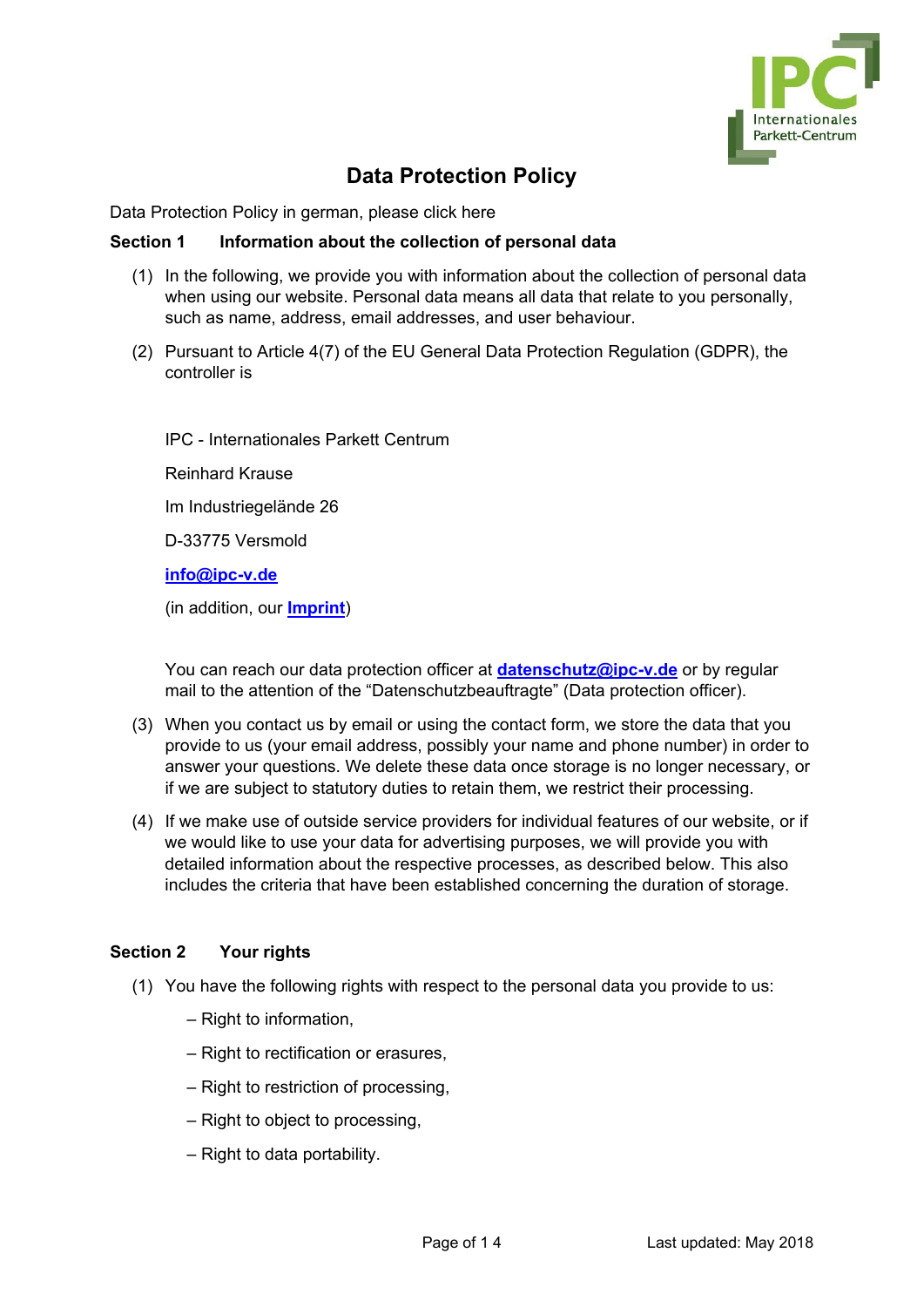# Data Protection Policy

Data Protection Policy in german, please click here

## Section 1 Information about the collection of personal data

(1) In the following, we provide you with information about the collection of personal data when using our website. Personal data means all data that relate to you personally, such as name, address, email addresses, and user behaviour.

(2) Pursuant to Article 4(7) of the EU General Data Protection Regulation (GDPR), the controller is

IPC - Internationales Parkett Centrum

Reinhard Krause

Im Industriegelände 26

D-33775 Versmold

**info@ipc-v.de**

(in addition, our **Imprint**)

You can reach our data protection officer at **datenschutz@ipc-v.de** or by regular mail to the attention of the "Datenschutzbeauftragte" (Data protection officer).

(3) When you contact us by email or using the contact form, we store the data that you provide to us (your email address, possibly your name and phone number) in order to answer your questions. We delete these data once storage is no longer necessary, or if we are subject to statutory duties to retain them, we restrict their processing.

(4) If we make use of outside service providers for individual features of our website, or if we would like to use your data for advertising purposes, we will provide you with detailed information about the respective processes, as described below. This also includes the criteria that have been established concerning the duration of storage.

## Section 2 Your rights

(1) You have the following rights with respect to the personal data you provide to us:

– Right to information,

– Right to rectification or erasures,

– Right to restriction of processing,

– Right to object to processing,

– Right to data portability.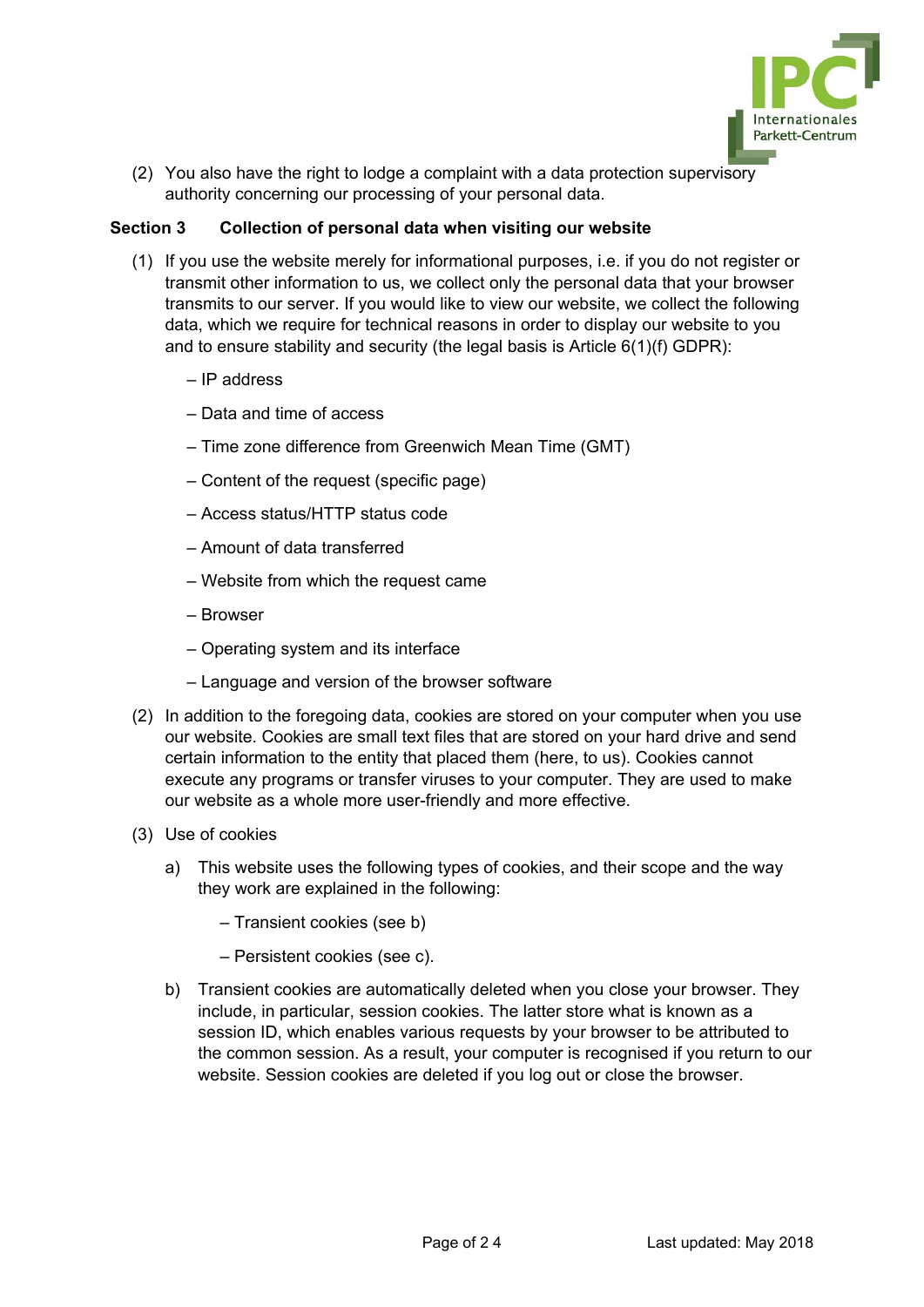(2) You also have the right to lodge a complaint with a data protection supervisory authority concerning our processing of your personal data.

## Section 3 Collection of personal data when visiting our website

(1) If you use the website merely for informational purposes, i.e. if you do not register or transmit other information to us, we collect only the personal data that your browser transmits to our server. If you would like to view our website, we collect the following data, which we require for technical reasons in order to display our website to you and to ensure stability and security (the legal basis is Article 6(1)(f) GDPR):

– IP address

– Data and time of access

– Time zone difference from Greenwich Mean Time (GMT)

– Content of the request (specific page)

– Access status/HTTP status code

– Amount of data transferred

– Website from which the request came

– Browser

– Operating system and its interface

– Language and version of the browser software

(2) In addition to the foregoing data, cookies are stored on your computer when you use our website. Cookies are small text files that are stored on your hard drive and send certain information to the entity that placed them (here, to us). Cookies cannot execute any programs or transfer viruses to your computer. They are used to make our website as a whole more user-friendly and more effective.

(3) Use of cookies

a) This website uses the following types of cookies, and their scope and the way they work are explained in the following:

– Transient cookies (see b)

– Persistent cookies (see c).

b) Transient cookies are automatically deleted when you close your browser. They include, in particular, session cookies. The latter store what is known as a session ID, which enables various requests by your browser to be attributed to the common session. As a result, your computer is recognised if you return to our website. Session cookies are deleted if you log out or close the browser.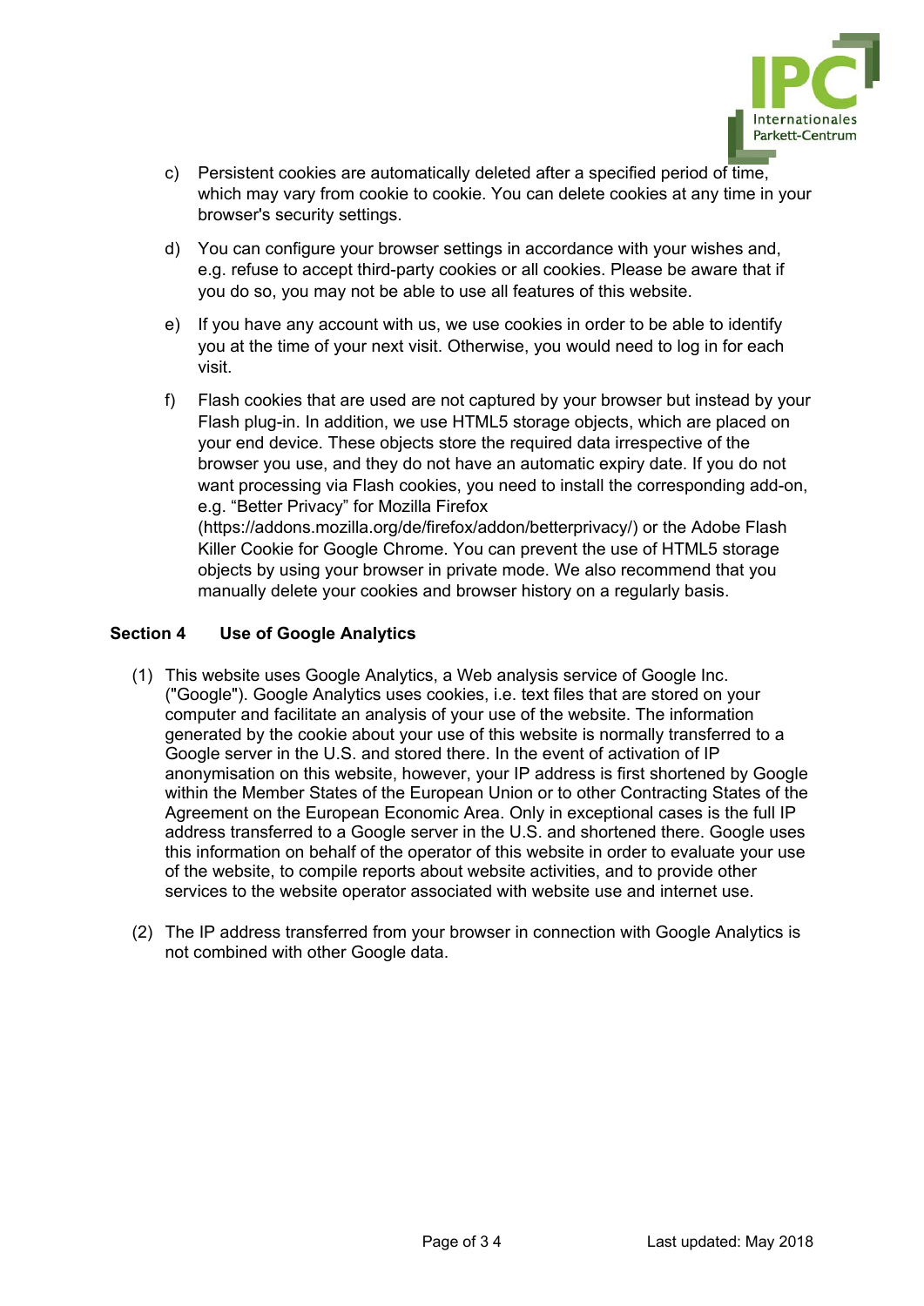c) Persistent cookies are automatically deleted after a specified period of time, which may vary from cookie to cookie. You can delete cookies at any time in your browser's security settings.

d) You can configure your browser settings in accordance with your wishes and, e.g. refuse to accept third-party cookies or all cookies. Please be aware that if you do so, you may not be able to use all features of this website.

e) If you have any account with us, we use cookies in order to be able to identify you at the time of your next visit. Otherwise, you would need to log in for each visit.

f) Flash cookies that are used are not captured by your browser but instead by your Flash plug-in. In addition, we use HTML5 storage objects, which are placed on your end device. These objects store the required data irrespective of the browser you use, and they do not have an automatic expiry date. If you do not want processing via Flash cookies, you need to install the corresponding add-on, e.g. “Better Privacy” for Mozilla Firefox (https://addons.mozilla.org/de/firefox/addon/betterprivacy/) or the Adobe Flash Killer Cookie for Google Chrome. You can prevent the use of HTML5 storage objects by using your browser in private mode. We also recommend that you manually delete your cookies and browser history on a regularly basis.

## Section 4 Use of Google Analytics

(1) This website uses Google Analytics, a Web analysis service of Google Inc. ("Google"). Google Analytics uses cookies, i.e. text files that are stored on your computer and facilitate an analysis of your use of the website. The information generated by the cookie about your use of this website is normally transferred to a Google server in the U.S. and stored there. In the event of activation of IP anonymisation on this website, however, your IP address is first shortened by Google within the Member States of the European Union or to other Contracting States of the Agreement on the European Economic Area. Only in exceptional cases is the full IP address transferred to a Google server in the U.S. and shortened there. Google uses this information on behalf of the operator of this website in order to evaluate your use of the website, to compile reports about website activities, and to provide other services to the website operator associated with website use and internet use.

(2) The IP address transferred from your browser in connection with Google Analytics is not combined with other Google data.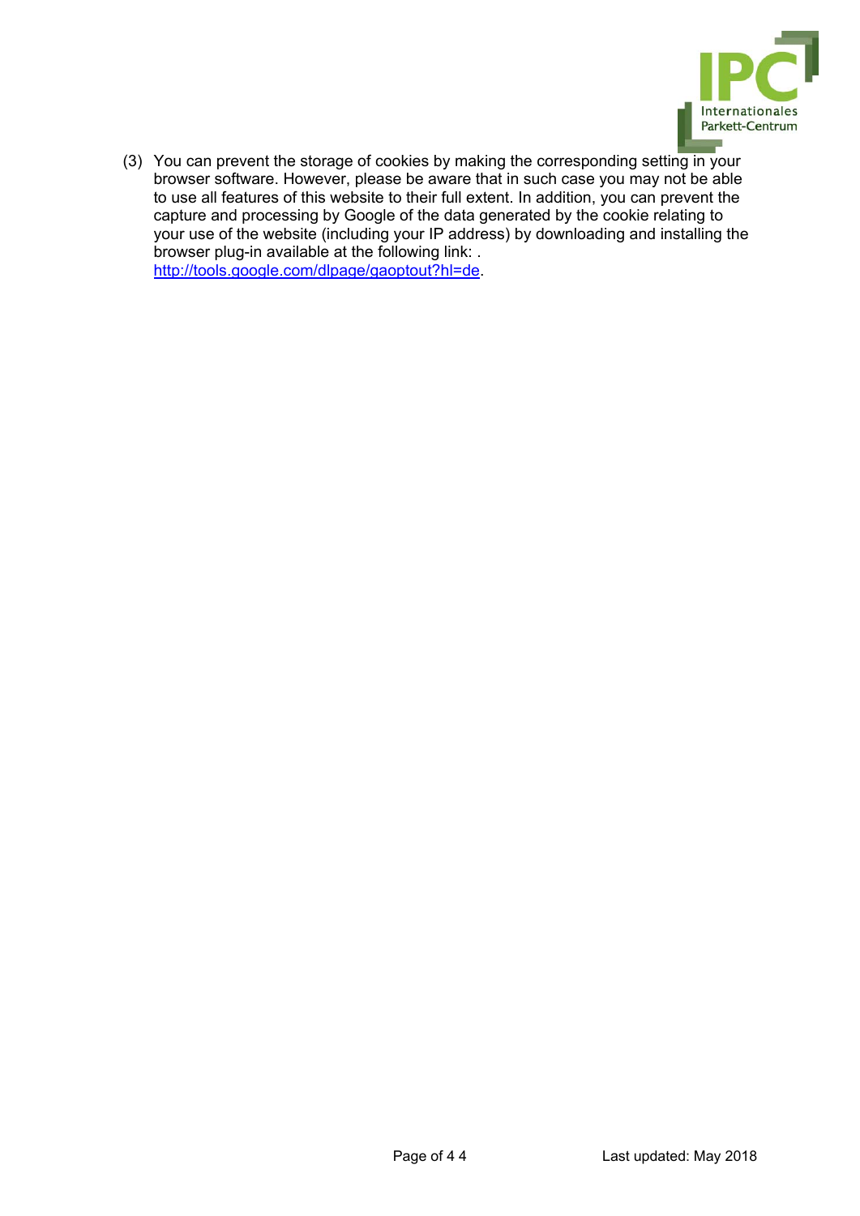(3) You can prevent the storage of cookies by making the corresponding setting in your browser software. However, please be aware that in such case you may not be able to use all features of this website to their full extent. In addition, you can prevent the capture and processing by Google of the data generated by the cookie relating to your use of the website (including your IP address) by downloading and installing the browser plug-in available at the following link: . [http://tools.google.com/dlpage/gaoptout?hl=de](http://tools.google.com/dlpage/gaoptout?hl=de).